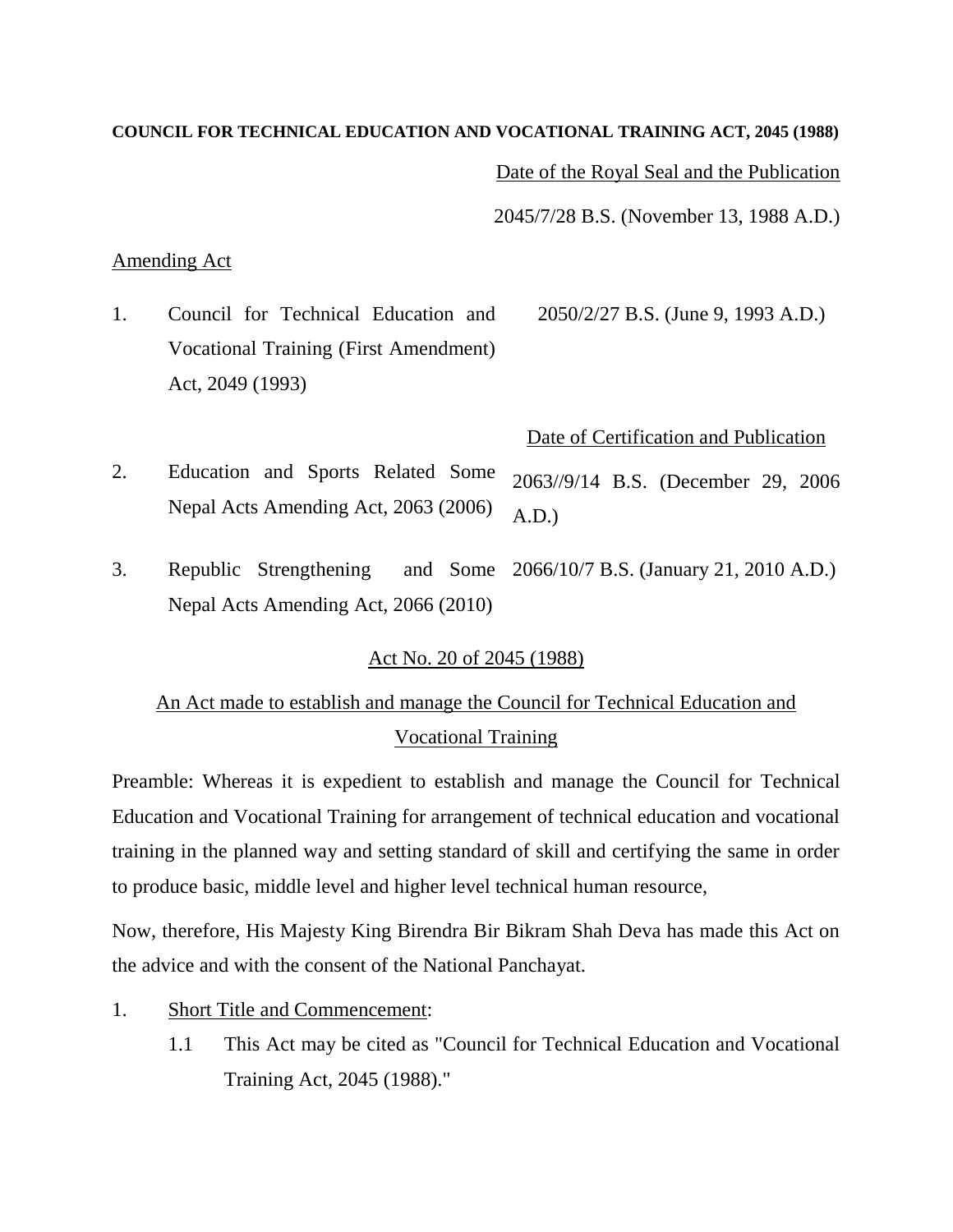**COUNCIL FOR TECHNICAL EDUCATION AND VOCATIONAL TRAINING ACT, 2045 (1988)**

Date of the Royal Seal and the Publication

2045/7/28 B.S. (November 13, 1988 A.D.)

Amending Act

| | | |
|---|---|---|
| 1. | Council for Technical Education and Vocational Training (First Amendment) Act, 2049 (1993) | 2050/2/27 B.S. (June 9, 1993 A.D.) |
| | | Date of Certification and Publication |
| 2. | Education and Sports Related Some Nepal Acts Amending Act, 2063 (2006) | 2063//9/14 B.S. (December 29, 2006 A.D.) |
| 3. | Republic Strengthening and Some Nepal Acts Amending Act, 2066 (2010) | 2066/10/7 B.S. (January 21, 2010 A.D.) |

Act No. 20 of 2045 (1988)

An Act made to establish and manage the Council for Technical Education and Vocational Training

Preamble: Whereas it is expedient to establish and manage the Council for Technical Education and Vocational Training for arrangement of technical education and vocational training in the planned way and setting standard of skill and certifying the same in order to produce basic, middle level and higher level technical human resource,

Now, therefore, His Majesty King Birendra Bir Bikram Shah Deva has made this Act on the advice and with the consent of the National Panchayat.

1. Short Title and Commencement:
   1.1 This Act may be cited as "Council for Technical Education and Vocational Training Act, 2045 (1988)."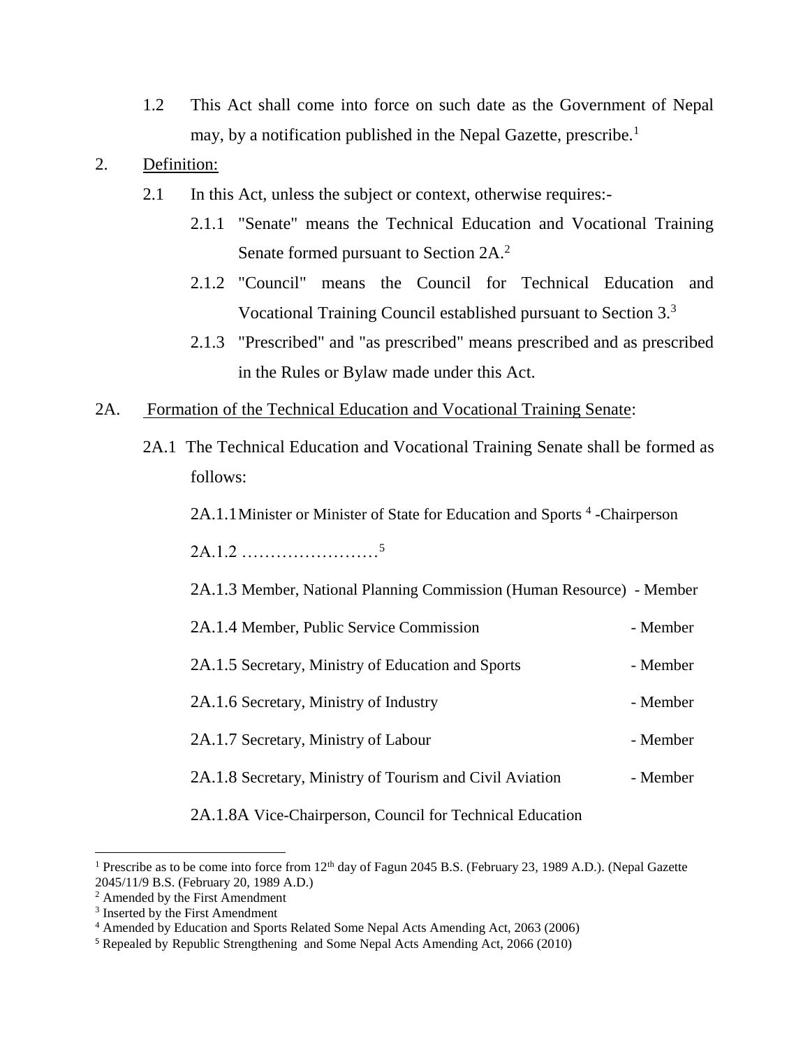1.2 This Act shall come into force on such date as the Government of Nepal may, by a notification published in the Nepal Gazette, prescribe.[1]

2. Definition:

2.1 In this Act, unless the subject or context, otherwise requires:-

2.1.1 "Senate" means the Technical Education and Vocational Training Senate formed pursuant to Section 2A.[2]

2.1.2 "Council" means the Council for Technical Education and Vocational Training Council established pursuant to Section 3.[3]

2.1.3 "Prescribed" and "as prescribed" means prescribed and as prescribed in the Rules or Bylaw made under this Act.

2A. Formation of the Technical Education and Vocational Training Senate:

2A.1 The Technical Education and Vocational Training Senate shall be formed as follows:

2A.1.1 Minister or Minister of State for Education and Sports [4] -Chairperson

2A.1.2 ……………………[5]

2A.1.3 Member, National Planning Commission (Human Resource) - Member

2A.1.4 Member, Public Service Commission - Member

2A.1.5 Secretary, Ministry of Education and Sports - Member

2A.1.6 Secretary, Ministry of Industry - Member

2A.1.7 Secretary, Ministry of Labour - Member

2A.1.8 Secretary, Ministry of Tourism and Civil Aviation - Member

2A.1.8A Vice-Chairperson, Council for Technical Education

---

[1] Prescribe as to be come into force from 12th day of Fagun 2045 B.S. (February 23, 1989 A.D.). (Nepal Gazette 2045/11/9 B.S. (February 20, 1989 A.D.)

[2] Amended by the First Amendment

[3] Inserted by the First Amendment

[4] Amended by Education and Sports Related Some Nepal Acts Amending Act, 2063 (2006)

[5] Repealed by Republic Strengthening and Some Nepal Acts Amending Act, 2066 (2010)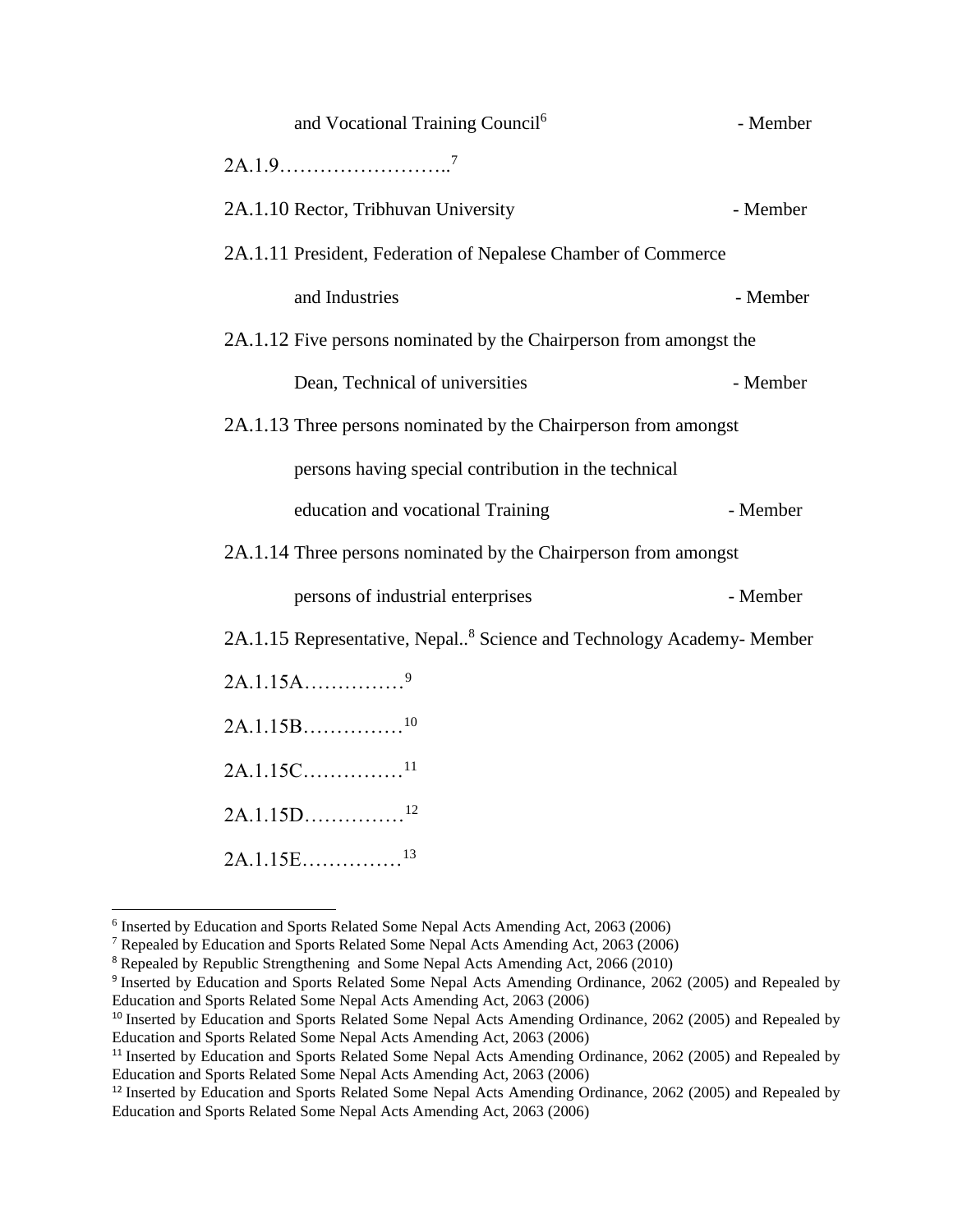and Vocational Training Council[6] - Member

2A.1.9……………………..[7]

2A.1.10 Rector, Tribhuvan University - Member

2A.1.11 President, Federation of Nepalese Chamber of Commerce and Industries - Member

2A.1.12 Five persons nominated by the Chairperson from amongst the Dean, Technical of universities - Member

2A.1.13 Three persons nominated by the Chairperson from amongst persons having special contribution in the technical education and vocational Training - Member

2A.1.14 Three persons nominated by the Chairperson from amongst persons of industrial enterprises - Member

2A.1.15 Representative, Nepal..[8] Science and Technology Academy- Member

2A.1.15A……………[9]

2A.1.15B……………[10]

2A.1.15C……………[11]

2A.1.15D……………[12]

2A.1.15E……………[13]

---

[6] Inserted by Education and Sports Related Some Nepal Acts Amending Act, 2063 (2006)

[7] Repealed by Education and Sports Related Some Nepal Acts Amending Act, 2063 (2006)

[8] Repealed by Republic Strengthening and Some Nepal Acts Amending Act, 2066 (2010)

[9] Inserted by Education and Sports Related Some Nepal Acts Amending Ordinance, 2062 (2005) and Repealed by Education and Sports Related Some Nepal Acts Amending Act, 2063 (2006)

[10] Inserted by Education and Sports Related Some Nepal Acts Amending Ordinance, 2062 (2005) and Repealed by Education and Sports Related Some Nepal Acts Amending Act, 2063 (2006)

[11] Inserted by Education and Sports Related Some Nepal Acts Amending Ordinance, 2062 (2005) and Repealed by Education and Sports Related Some Nepal Acts Amending Act, 2063 (2006)

[12] Inserted by Education and Sports Related Some Nepal Acts Amending Ordinance, 2062 (2005) and Repealed by Education and Sports Related Some Nepal Acts Amending Act, 2063 (2006)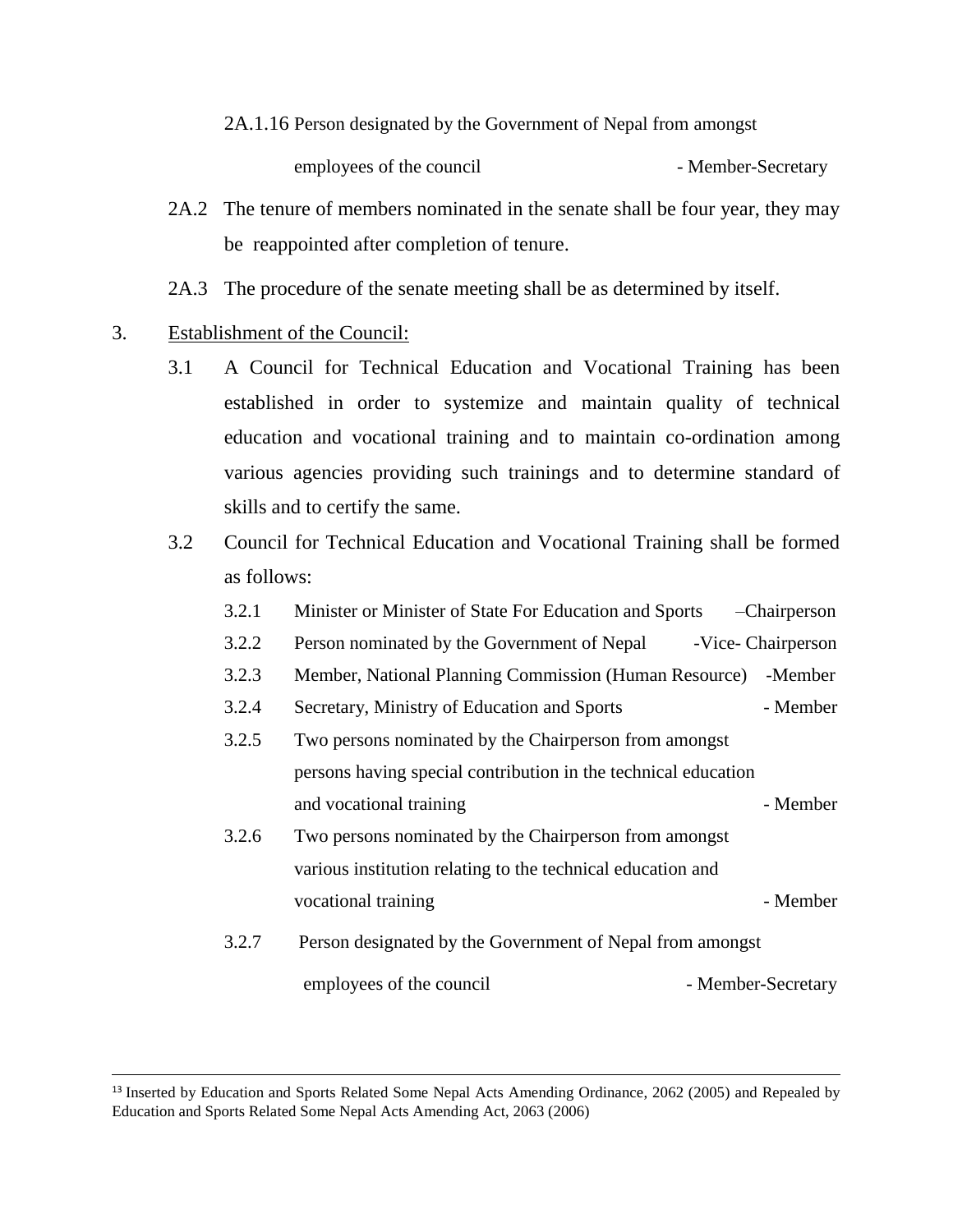2A.1.16 Person designated by the Government of Nepal from amongst employees of the council - Member-Secretary

2A.2 The tenure of members nominated in the senate shall be four year, they may be reappointed after completion of tenure.

2A.3 The procedure of the senate meeting shall be as determined by itself.

3. Establishment of the Council:

3.1 A Council for Technical Education and Vocational Training has been established in order to systemize and maintain quality of technical education and vocational training and to maintain co-ordination among various agencies providing such trainings and to determine standard of skills and to certify the same.

3.2 Council for Technical Education and Vocational Training shall be formed as follows:

3.2.1 Minister or Minister of State For Education and Sports –Chairperson

3.2.2 Person nominated by the Government of Nepal -Vice- Chairperson

3.2.3 Member, National Planning Commission (Human Resource) -Member

3.2.4 Secretary, Ministry of Education and Sports - Member

3.2.5 Two persons nominated by the Chairperson from amongst persons having special contribution in the technical education and vocational training - Member

3.2.6 Two persons nominated by the Chairperson from amongst various institution relating to the technical education and vocational training - Member

3.2.7 Person designated by the Government of Nepal from amongst employees of the council - Member-Secretary

---

[13] Inserted by Education and Sports Related Some Nepal Acts Amending Ordinance, 2062 (2005) and Repealed by Education and Sports Related Some Nepal Acts Amending Act, 2063 (2006)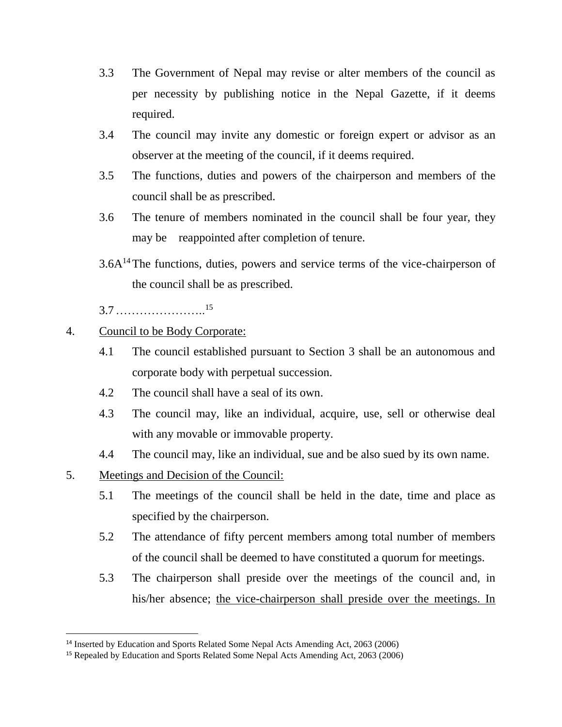3.3 The Government of Nepal may revise or alter members of the council as per necessity by publishing notice in the Nepal Gazette, if it deems required.

3.4 The council may invite any domestic or foreign expert or advisor as an observer at the meeting of the council, if it deems required.

3.5 The functions, duties and powers of the chairperson and members of the council shall be as prescribed.

3.6 The tenure of members nominated in the council shall be four year, they may be reappointed after completion of tenure.

3.6A[14] The functions, duties, powers and service terms of the vice-chairperson of the council shall be as prescribed.

3.7 …………………..[15]

4. Council to be Body Corporate:

4.1 The council established pursuant to Section 3 shall be an autonomous and corporate body with perpetual succession.

4.2 The council shall have a seal of its own.

4.3 The council may, like an individual, acquire, use, sell or otherwise deal with any movable or immovable property.

4.4 The council may, like an individual, sue and be also sued by its own name.

5. Meetings and Decision of the Council:

5.1 The meetings of the council shall be held in the date, time and place as specified by the chairperson.

5.2 The attendance of fifty percent members among total number of members of the council shall be deemed to have constituted a quorum for meetings.

5.3 The chairperson shall preside over the meetings of the council and, in his/her absence; the vice-chairperson shall preside over the meetings. In

[14] Inserted by Education and Sports Related Some Nepal Acts Amending Act, 2063 (2006)

[15] Repealed by Education and Sports Related Some Nepal Acts Amending Act, 2063 (2006)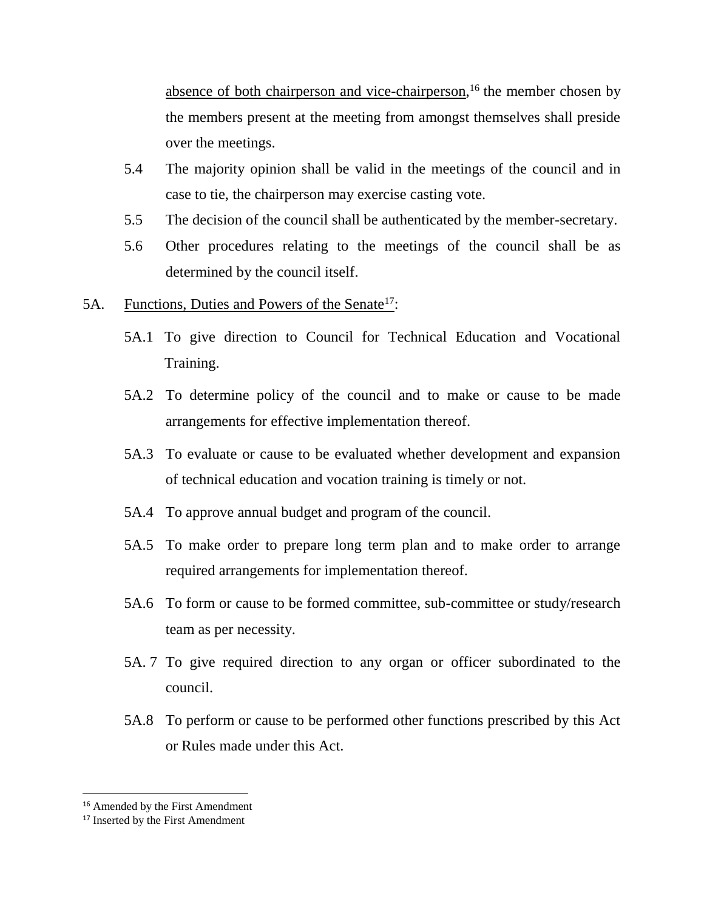absence of both chairperson and vice-chairperson,[16] the member chosen by the members present at the meeting from amongst themselves shall preside over the meetings.

5.4 The majority opinion shall be valid in the meetings of the council and in case to tie, the chairperson may exercise casting vote.

5.5 The decision of the council shall be authenticated by the member-secretary.

5.6 Other procedures relating to the meetings of the council shall be as determined by the council itself.

5A. Functions, Duties and Powers of the Senate[17]:

5A.1 To give direction to Council for Technical Education and Vocational Training.

5A.2 To determine policy of the council and to make or cause to be made arrangements for effective implementation thereof.

5A.3 To evaluate or cause to be evaluated whether development and expansion of technical education and vocation training is timely or not.

5A.4 To approve annual budget and program of the council.

5A.5 To make order to prepare long term plan and to make order to arrange required arrangements for implementation thereof.

5A.6 To form or cause to be formed committee, sub-committee or study/research team as per necessity.

5A. 7 To give required direction to any organ or officer subordinated to the council.

5A.8 To perform or cause to be performed other functions prescribed by this Act or Rules made under this Act.

---

[16] Amended by the First Amendment

[17] Inserted by the First Amendment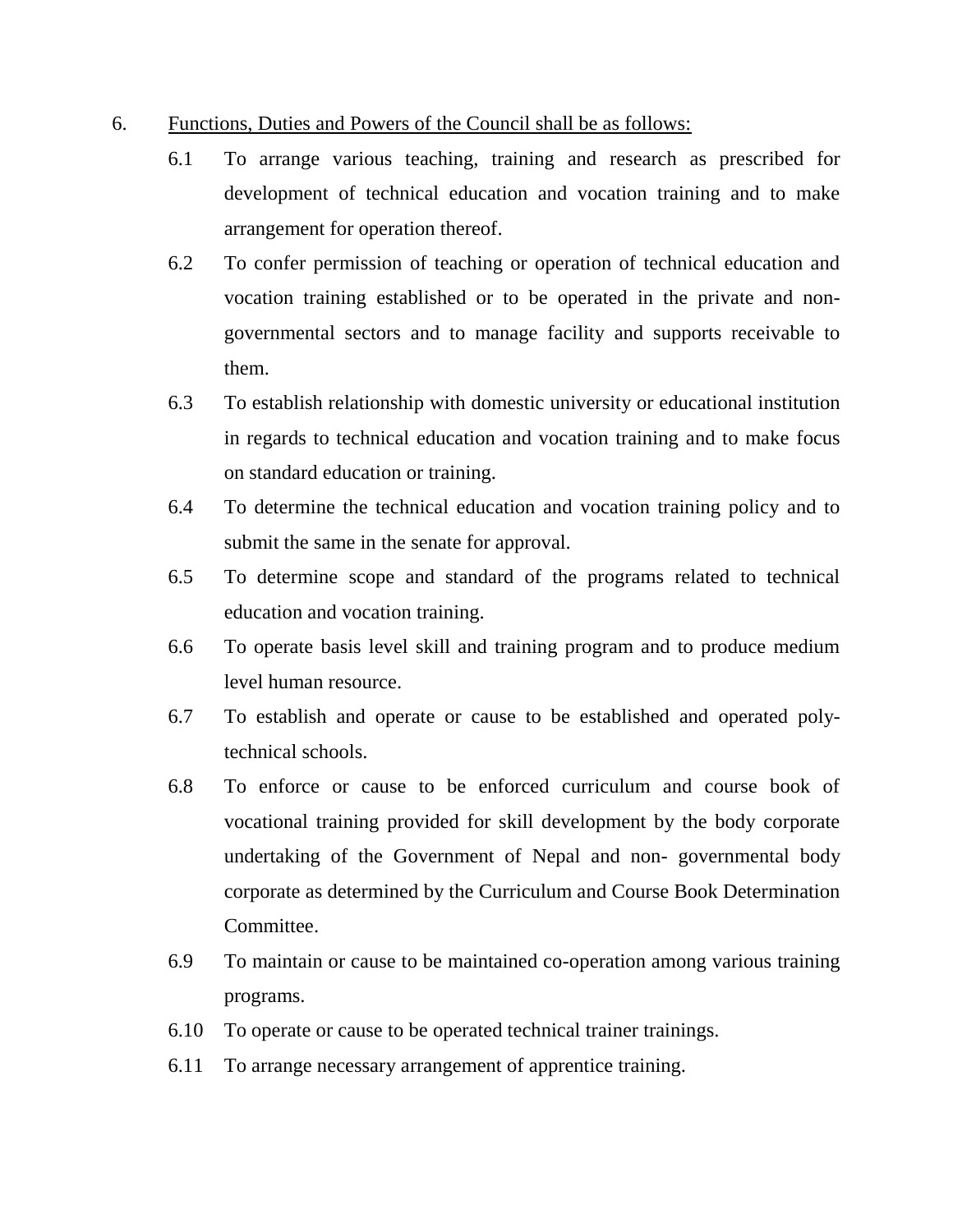6. Functions, Duties and Powers of the Council shall be as follows:

   6.1 To arrange various teaching, training and research as prescribed for development of technical education and vocation training and to make arrangement for operation thereof.

   6.2 To confer permission of teaching or operation of technical education and vocation training established or to be operated in the private and non-governmental sectors and to manage facility and supports receivable to them.

   6.3 To establish relationship with domestic university or educational institution in regards to technical education and vocation training and to make focus on standard education or training.

   6.4 To determine the technical education and vocation training policy and to submit the same in the senate for approval.

   6.5 To determine scope and standard of the programs related to technical education and vocation training.

   6.6 To operate basis level skill and training program and to produce medium level human resource.

   6.7 To establish and operate or cause to be established and operated poly-technical schools.

   6.8 To enforce or cause to be enforced curriculum and course book of vocational training provided for skill development by the body corporate undertaking of the Government of Nepal and non- governmental body corporate as determined by the Curriculum and Course Book Determination Committee.

   6.9 To maintain or cause to be maintained co-operation among various training programs.

   6.10 To operate or cause to be operated technical trainer trainings.

   6.11 To arrange necessary arrangement of apprentice training.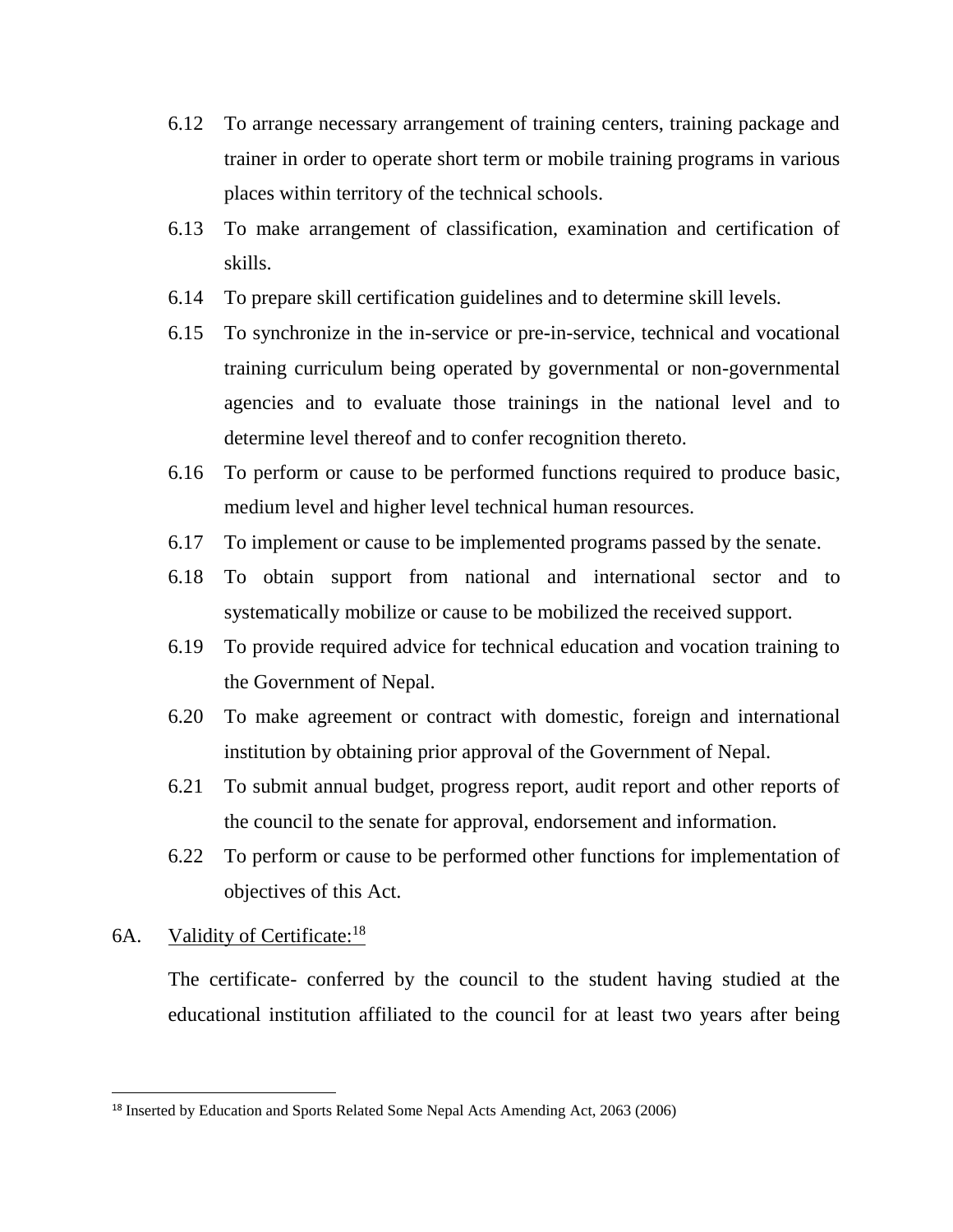6.12 To arrange necessary arrangement of training centers, training package and trainer in order to operate short term or mobile training programs in various places within territory of the technical schools.

6.13 To make arrangement of classification, examination and certification of skills.

6.14 To prepare skill certification guidelines and to determine skill levels.

6.15 To synchronize in the in-service or pre-in-service, technical and vocational training curriculum being operated by governmental or non-governmental agencies and to evaluate those trainings in the national level and to determine level thereof and to confer recognition thereto.

6.16 To perform or cause to be performed functions required to produce basic, medium level and higher level technical human resources.

6.17 To implement or cause to be implemented programs passed by the senate.

6.18 To obtain support from national and international sector and to systematically mobilize or cause to be mobilized the received support.

6.19 To provide required advice for technical education and vocation training to the Government of Nepal.

6.20 To make agreement or contract with domestic, foreign and international institution by obtaining prior approval of the Government of Nepal.

6.21 To submit annual budget, progress report, audit report and other reports of the council to the senate for approval, endorsement and information.

6.22 To perform or cause to be performed other functions for implementation of objectives of this Act.

6A. Validity of Certificate:[18]

The certificate- conferred by the council to the student having studied at the educational institution affiliated to the council for at least two years after being

[18] Inserted by Education and Sports Related Some Nepal Acts Amending Act, 2063 (2006)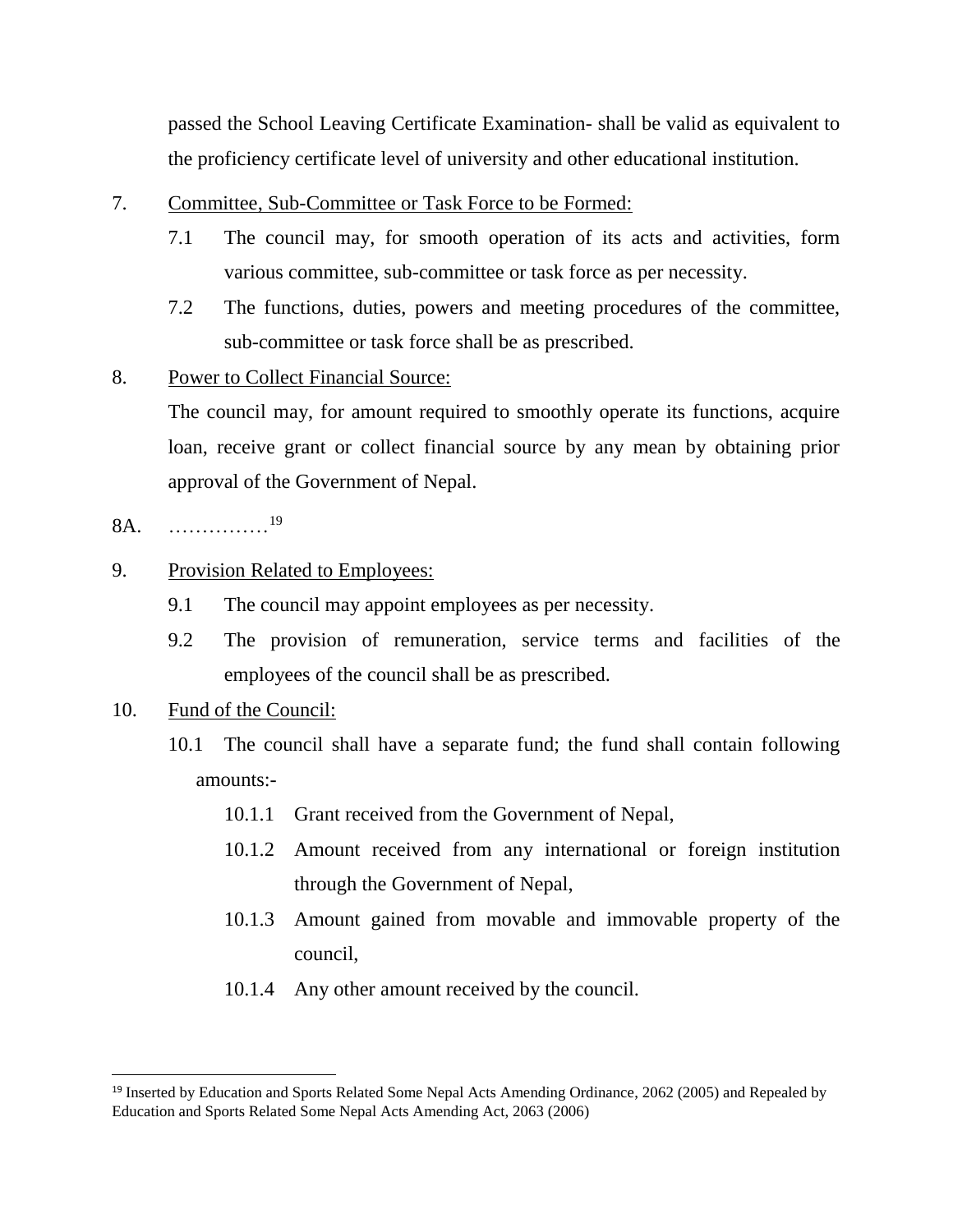passed the School Leaving Certificate Examination- shall be valid as equivalent to the proficiency certificate level of university and other educational institution.

7. Committee, Sub-Committee or Task Force to be Formed:

   7.1 The council may, for smooth operation of its acts and activities, form various committee, sub-committee or task force as per necessity.

   7.2 The functions, duties, powers and meeting procedures of the committee, sub-committee or task force shall be as prescribed.

8. Power to Collect Financial Source:

   The council may, for amount required to smoothly operate its functions, acquire loan, receive grant or collect financial source by any mean by obtaining prior approval of the Government of Nepal.

8A. ……………[19]

9. Provision Related to Employees:

   9.1 The council may appoint employees as per necessity.

   9.2 The provision of remuneration, service terms and facilities of the employees of the council shall be as prescribed.

10. Fund of the Council:

    10.1 The council shall have a separate fund; the fund shall contain following amounts:-

      10.1.1 Grant received from the Government of Nepal,

      10.1.2 Amount received from any international or foreign institution through the Government of Nepal,

      10.1.3 Amount gained from movable and immovable property of the council,

      10.1.4 Any other amount received by the council.

---

[19] Inserted by Education and Sports Related Some Nepal Acts Amending Ordinance, 2062 (2005) and Repealed by Education and Sports Related Some Nepal Acts Amending Act, 2063 (2006)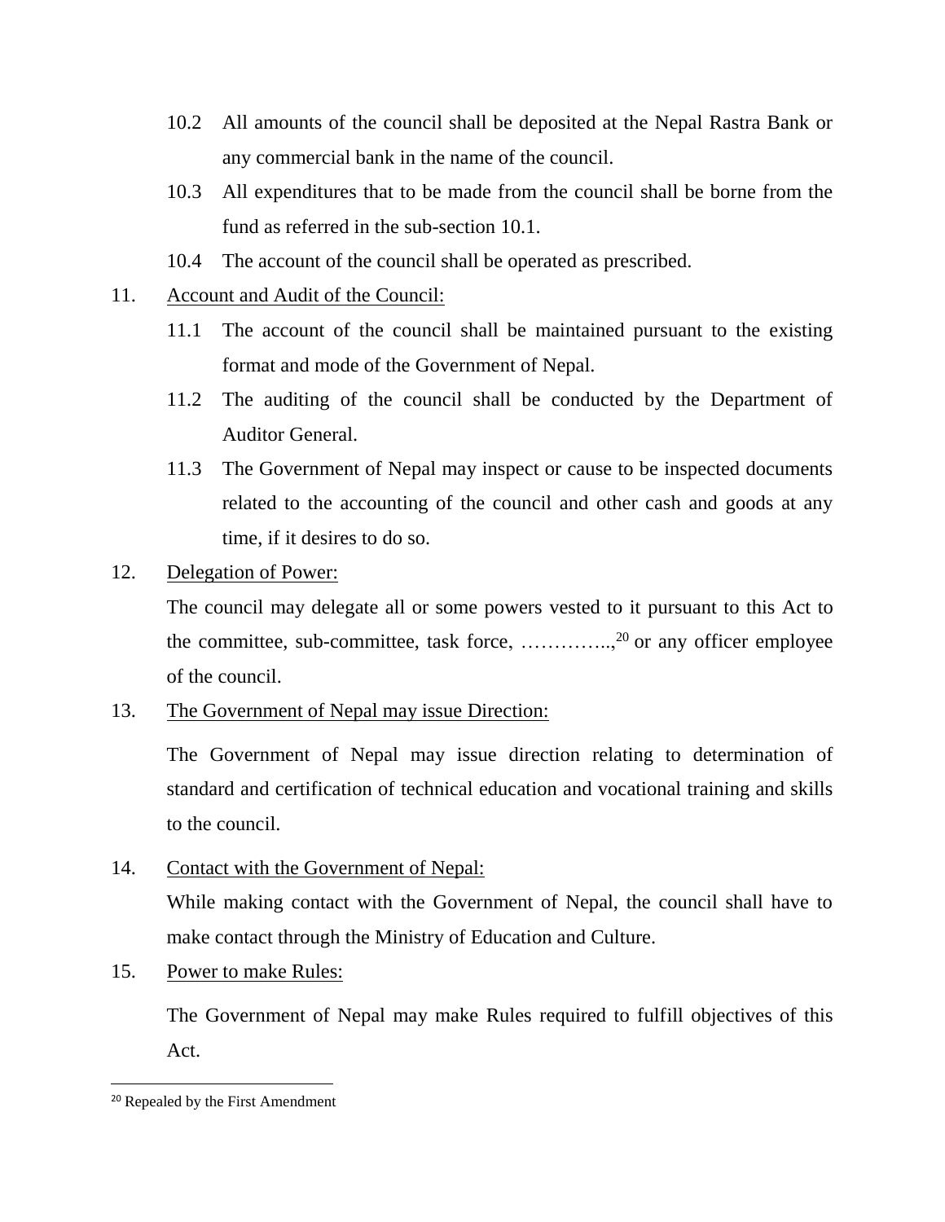10.2 All amounts of the council shall be deposited at the Nepal Rastra Bank or any commercial bank in the name of the council.

10.3 All expenditures that to be made from the council shall be borne from the fund as referred in the sub-section 10.1.

10.4 The account of the council shall be operated as prescribed.

11. <u>Account and Audit of the Council:</u>

11.1 The account of the council shall be maintained pursuant to the existing format and mode of the Government of Nepal.

11.2 The auditing of the council shall be conducted by the Department of Auditor General.

11.3 The Government of Nepal may inspect or cause to be inspected documents related to the accounting of the council and other cash and goods at any time, if it desires to do so.

12. <u>Delegation of Power:</u>

The council may delegate all or some powers vested to it pursuant to this Act to the committee, sub-committee, task force, …………..,[20] or any officer employee of the council.

13. <u>The Government of Nepal may issue Direction:</u>

The Government of Nepal may issue direction relating to determination of standard and certification of technical education and vocational training and skills to the council.

14. <u>Contact with the Government of Nepal:</u>

While making contact with the Government of Nepal, the council shall have to make contact through the Ministry of Education and Culture.

15. <u>Power to make Rules:</u>

The Government of Nepal may make Rules required to fulfill objectives of this Act.

---

[20] Repealed by the First Amendment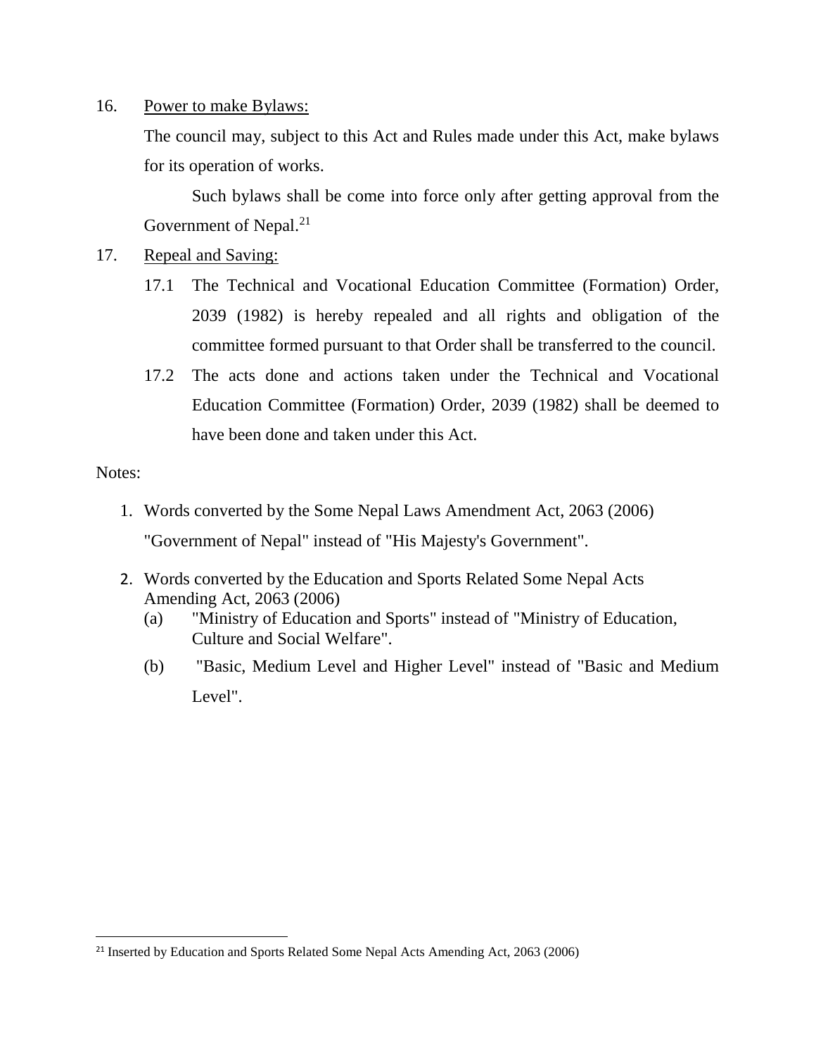16. Power to make Bylaws:

The council may, subject to this Act and Rules made under this Act, make bylaws for its operation of works.

Such bylaws shall be come into force only after getting approval from the Government of Nepal.[21]

17. Repeal and Saving:

17.1 The Technical and Vocational Education Committee (Formation) Order, 2039 (1982) is hereby repealed and all rights and obligation of the committee formed pursuant to that Order shall be transferred to the council.

17.2 The acts done and actions taken under the Technical and Vocational Education Committee (Formation) Order, 2039 (1982) shall be deemed to have been done and taken under this Act.

Notes:

1. Words converted by the Some Nepal Laws Amendment Act, 2063 (2006) "Government of Nepal" instead of "His Majesty's Government".
2. Words converted by the Education and Sports Related Some Nepal Acts Amending Act, 2063 (2006)
   - (a) "Ministry of Education and Sports" instead of "Ministry of Education, Culture and Social Welfare".
   - (b) "Basic, Medium Level and Higher Level" instead of "Basic and Medium Level".

[21] Inserted by Education and Sports Related Some Nepal Acts Amending Act, 2063 (2006)